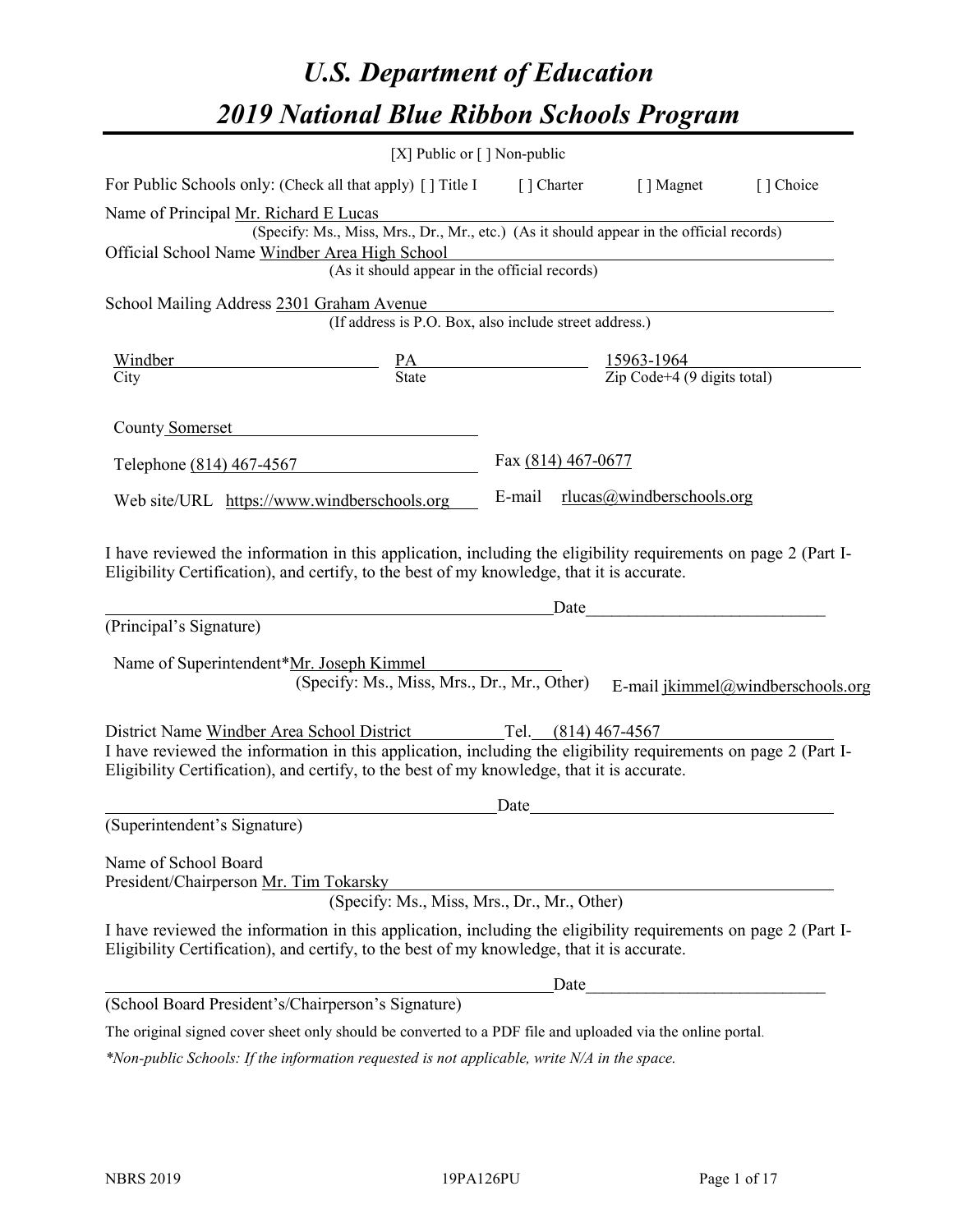# U.S. Department of Education

# 2019 National Blue Ribbon Schools Program

[X] Public or [ ] Non-public

For Public Schools only: (Check all that apply) [ ] Title I [ ] Charter [ ] Magnet [ ] Choice

Name of Principal Mr. Richard E Lucas
(Specify: Ms., Miss, Mrs., Dr., Mr., etc.) (As it should appear in the official records)

Official School Name Windber Area High School
(As it should appear in the official records)

School Mailing Address 2301 Graham Avenue
(If address is P.O. Box, also include street address.)

| Windber | PA | 15963-1964 |
|---|---|---|
| City | State | Zip Code+4 (9 digits total) |

County Somerset

Telephone (814) 467-4567 Fax (814) 467-0677

Web site/URL https://www.windberschools.org E-mail rlucas@windberschools.org

I have reviewed the information in this application, including the eligibility requirements on page 2 (Part I-Eligibility Certification), and certify, to the best of my knowledge, that it is accurate.

_______________________________________________ Date___________________________
(Principal's Signature)

Name of Superintendent*Mr. Joseph Kimmel
(Specify: Ms., Miss, Mrs., Dr., Mr., Other) E-mail jkimmel@windberschools.org

District Name Windber Area School District Tel. (814) 467-4567

I have reviewed the information in this application, including the eligibility requirements on page 2 (Part I-Eligibility Certification), and certify, to the best of my knowledge, that it is accurate.

_______________________________________________ Date___________________________
(Superintendent's Signature)

Name of School Board
President/Chairperson Mr. Tim Tokarsky
(Specify: Ms., Miss, Mrs., Dr., Mr., Other)

I have reviewed the information in this application, including the eligibility requirements on page 2 (Part I-Eligibility Certification), and certify, to the best of my knowledge, that it is accurate.

_______________________________________________ Date___________________________
(School Board President's/Chairperson's Signature)

The original signed cover sheet only should be converted to a PDF file and uploaded via the online portal.

*\*Non-public Schools: If the information requested is not applicable, write N/A in the space.*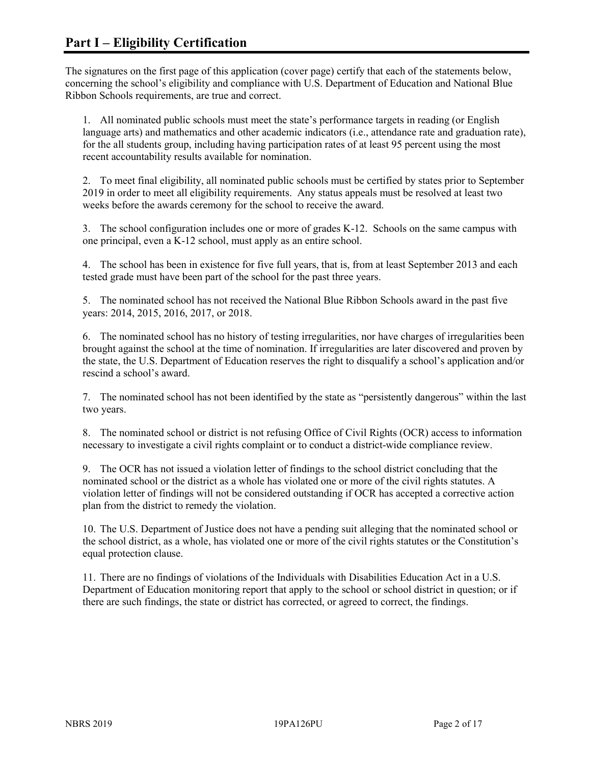# Part I – Eligibility Certification

The signatures on the first page of this application (cover page) certify that each of the statements below, concerning the school's eligibility and compliance with U.S. Department of Education and National Blue Ribbon Schools requirements, are true and correct.

1. All nominated public schools must meet the state's performance targets in reading (or English language arts) and mathematics and other academic indicators (i.e., attendance rate and graduation rate), for the all students group, including having participation rates of at least 95 percent using the most recent accountability results available for nomination.

2. To meet final eligibility, all nominated public schools must be certified by states prior to September 2019 in order to meet all eligibility requirements. Any status appeals must be resolved at least two weeks before the awards ceremony for the school to receive the award.

3. The school configuration includes one or more of grades K-12. Schools on the same campus with one principal, even a K-12 school, must apply as an entire school.

4. The school has been in existence for five full years, that is, from at least September 2013 and each tested grade must have been part of the school for the past three years.

5. The nominated school has not received the National Blue Ribbon Schools award in the past five years: 2014, 2015, 2016, 2017, or 2018.

6. The nominated school has no history of testing irregularities, nor have charges of irregularities been brought against the school at the time of nomination. If irregularities are later discovered and proven by the state, the U.S. Department of Education reserves the right to disqualify a school's application and/or rescind a school's award.

7. The nominated school has not been identified by the state as "persistently dangerous" within the last two years.

8. The nominated school or district is not refusing Office of Civil Rights (OCR) access to information necessary to investigate a civil rights complaint or to conduct a district-wide compliance review.

9. The OCR has not issued a violation letter of findings to the school district concluding that the nominated school or the district as a whole has violated one or more of the civil rights statutes. A violation letter of findings will not be considered outstanding if OCR has accepted a corrective action plan from the district to remedy the violation.

10. The U.S. Department of Justice does not have a pending suit alleging that the nominated school or the school district, as a whole, has violated one or more of the civil rights statutes or the Constitution's equal protection clause.

11. There are no findings of violations of the Individuals with Disabilities Education Act in a U.S. Department of Education monitoring report that apply to the school or school district in question; or if there are such findings, the state or district has corrected, or agreed to correct, the findings.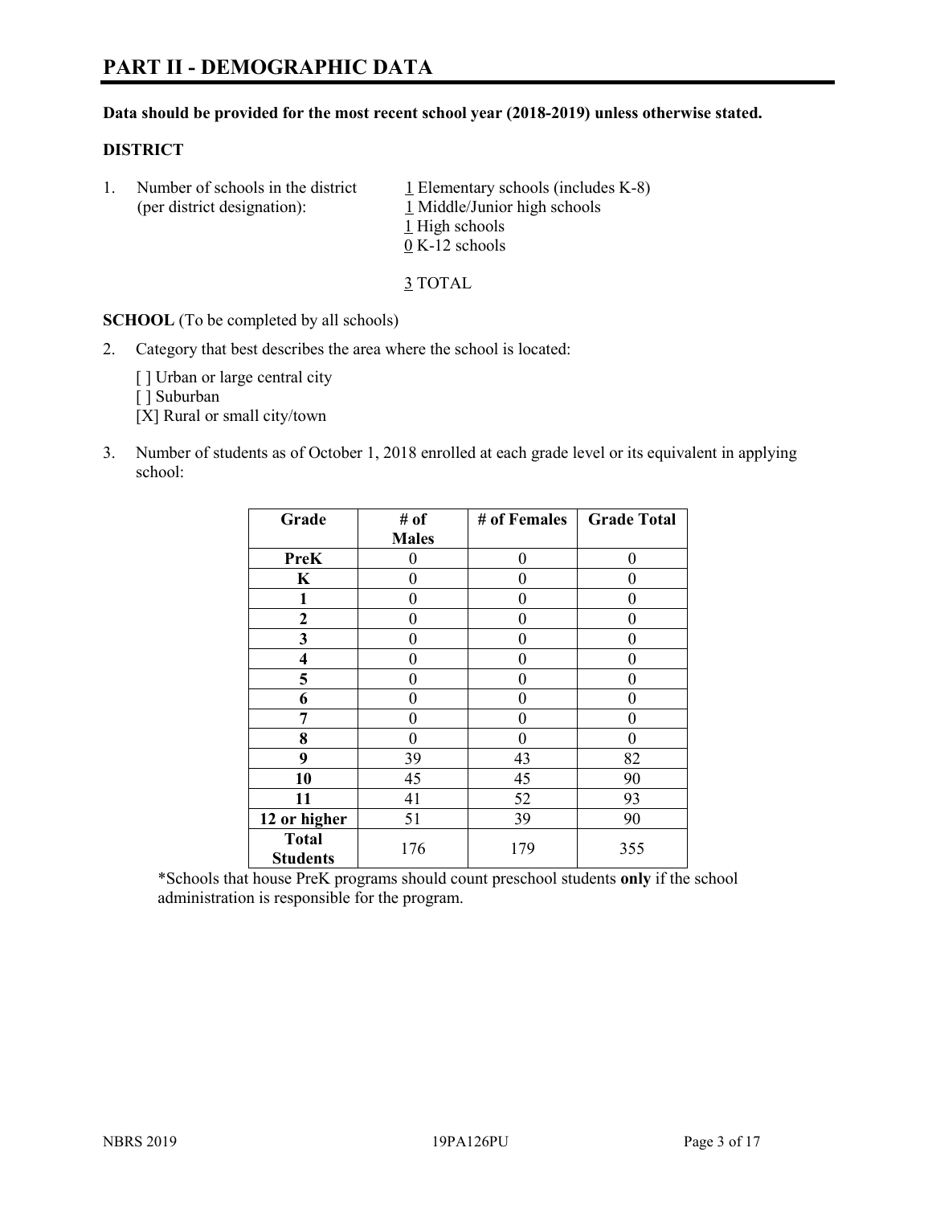# PART II - DEMOGRAPHIC DATA

**Data should be provided for the most recent school year (2018-2019) unless otherwise stated.**

## DISTRICT

1. Number of schools in the district (per district designation):
   1 Elementary schools (includes K-8)
   1 Middle/Junior high schools
   1 High schools
   0 K-12 schools

   3 TOTAL

**SCHOOL** (To be completed by all schools)

2. Category that best describes the area where the school is located:

   [ ] Urban or large central city
   [ ] Suburban
   [X] Rural or small city/town

3. Number of students as of October 1, 2018 enrolled at each grade level or its equivalent in applying school:

| Grade | # of Males | # of Females | Grade Total |
|---|---|---|---|
| PreK | 0 | 0 | 0 |
| K | 0 | 0 | 0 |
| 1 | 0 | 0 | 0 |
| 2 | 0 | 0 | 0 |
| 3 | 0 | 0 | 0 |
| 4 | 0 | 0 | 0 |
| 5 | 0 | 0 | 0 |
| 6 | 0 | 0 | 0 |
| 7 | 0 | 0 | 0 |
| 8 | 0 | 0 | 0 |
| 9 | 39 | 43 | 82 |
| 10 | 45 | 45 | 90 |
| 11 | 41 | 52 | 93 |
| 12 or higher | 51 | 39 | 90 |
| Total Students | 176 | 179 | 355 |

*Schools that house PreK programs should count preschool students **only** if the school administration is responsible for the program.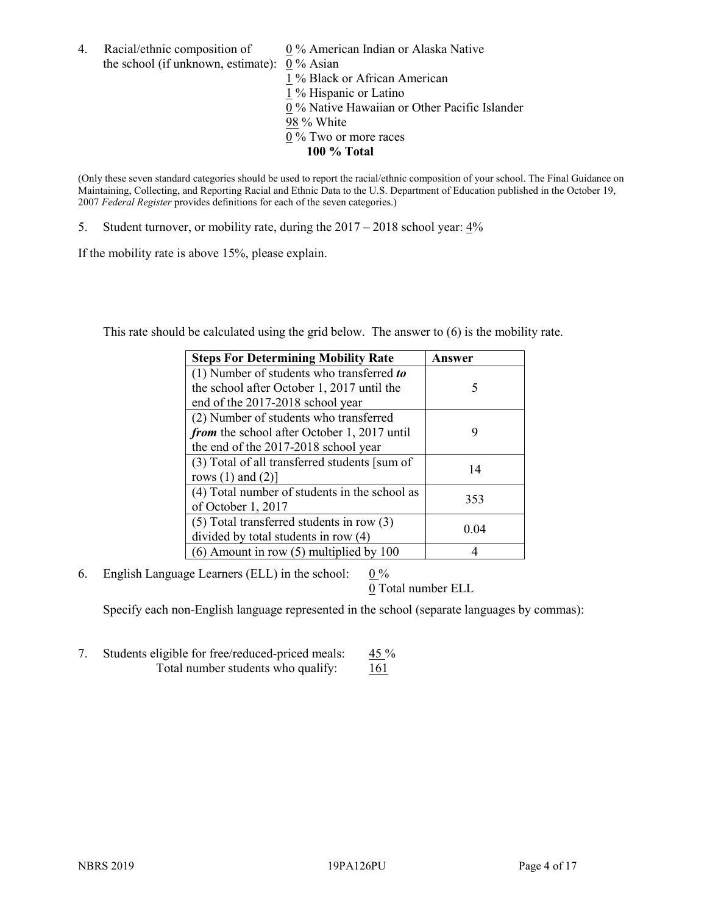4. Racial/ethnic composition of the school (if unknown, estimate):
   0 % American Indian or Alaska Native
   0 % Asian
   1 % Black or African American
   1 % Hispanic or Latino
   0 % Native Hawaiian or Other Pacific Islander
   98 % White
   0 % Two or more races
   **100 % Total**

(Only these seven standard categories should be used to report the racial/ethnic composition of your school. The Final Guidance on Maintaining, Collecting, and Reporting Racial and Ethnic Data to the U.S. Department of Education published in the October 19, 2007 *Federal Register* provides definitions for each of the seven categories.)

5. Student turnover, or mobility rate, during the 2017 – 2018 school year: 4%

If the mobility rate is above 15%, please explain.

This rate should be calculated using the grid below. The answer to (6) is the mobility rate.

| **Steps For Determining Mobility Rate** | **Answer** |
|---|---|
| (1) Number of students who transferred ***to*** the school after October 1, 2017 until the end of the 2017-2018 school year | 5 |
| (2) Number of students who transferred ***from*** the school after October 1, 2017 until the end of the 2017-2018 school year | 9 |
| (3) Total of all transferred students [sum of rows (1) and (2)] | 14 |
| (4) Total number of students in the school as of October 1, 2017 | 353 |
| (5) Total transferred students in row (3) divided by total students in row (4) | 0.04 |
| (6) Amount in row (5) multiplied by 100 | 4 |

6. English Language Learners (ELL) in the school: 0 %
   0 Total number ELL

   Specify each non-English language represented in the school (separate languages by commas):

7. Students eligible for free/reduced-priced meals: 45 %
   Total number students who qualify: 161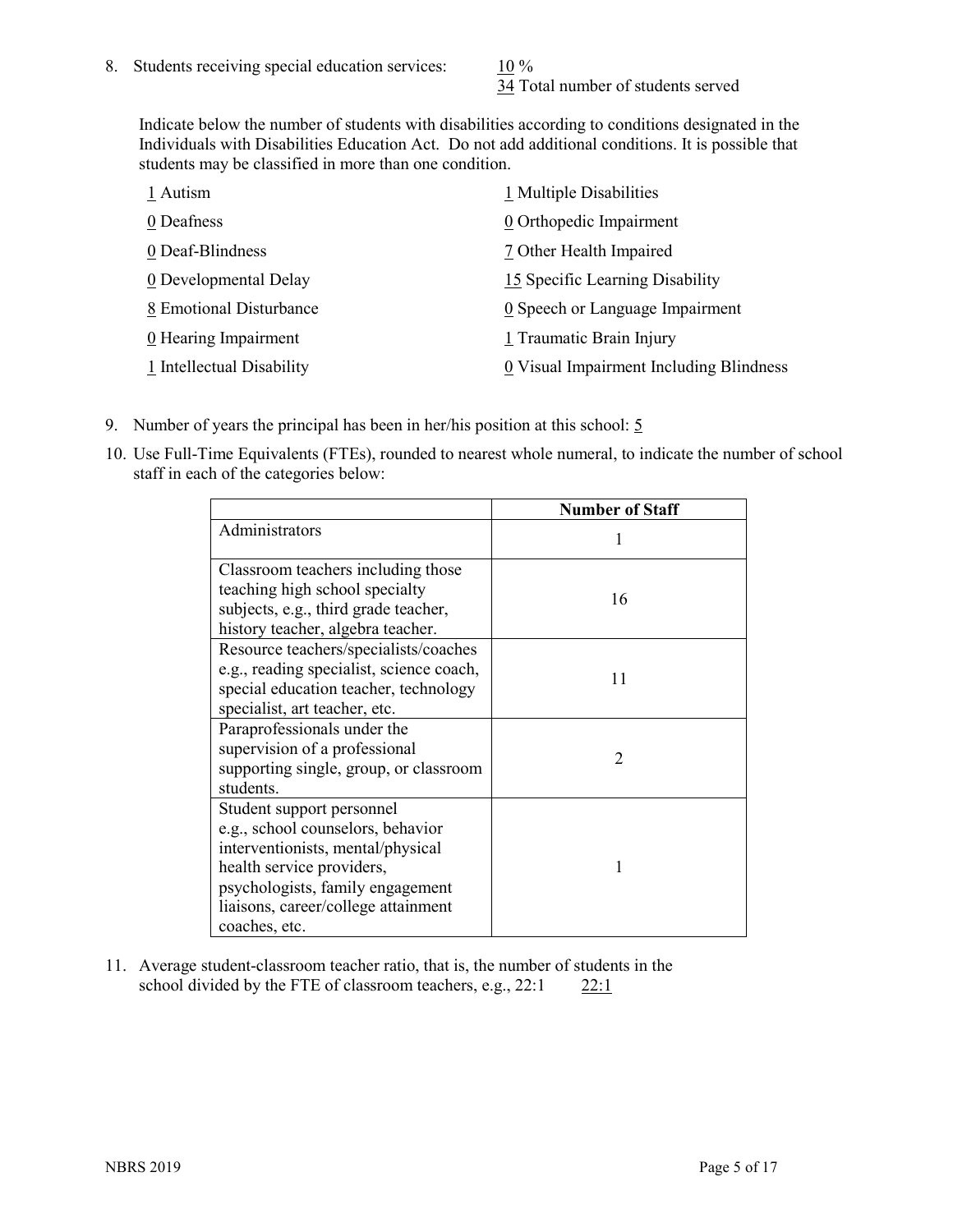8. Students receiving special education services: 10 %
   34 Total number of students served

   Indicate below the number of students with disabilities according to conditions designated in the Individuals with Disabilities Education Act. Do not add additional conditions. It is possible that students may be classified in more than one condition.

   1 Autism
   0 Deafness
   0 Deaf-Blindness
   0 Developmental Delay
   8 Emotional Disturbance
   0 Hearing Impairment
   1 Intellectual Disability
   1 Multiple Disabilities
   0 Orthopedic Impairment
   7 Other Health Impaired
   15 Specific Learning Disability
   0 Speech or Language Impairment
   1 Traumatic Brain Injury
   0 Visual Impairment Including Blindness

9. Number of years the principal has been in her/his position at this school: 5

10. Use Full-Time Equivalents (FTEs), rounded to nearest whole numeral, to indicate the number of school staff in each of the categories below:

| | Number of Staff |
|---|---|
| Administrators | 1 |
| Classroom teachers including those teaching high school specialty subjects, e.g., third grade teacher, history teacher, algebra teacher. | 16 |
| Resource teachers/specialists/coaches e.g., reading specialist, science coach, special education teacher, technology specialist, art teacher, etc. | 11 |
| Paraprofessionals under the supervision of a professional supporting single, group, or classroom students. | 2 |
| Student support personnel e.g., school counselors, behavior interventionists, mental/physical health service providers, psychologists, family engagement liaisons, career/college attainment coaches, etc. | 1 |

11. Average student-classroom teacher ratio, that is, the number of students in the school divided by the FTE of classroom teachers, e.g., 22:1 22:1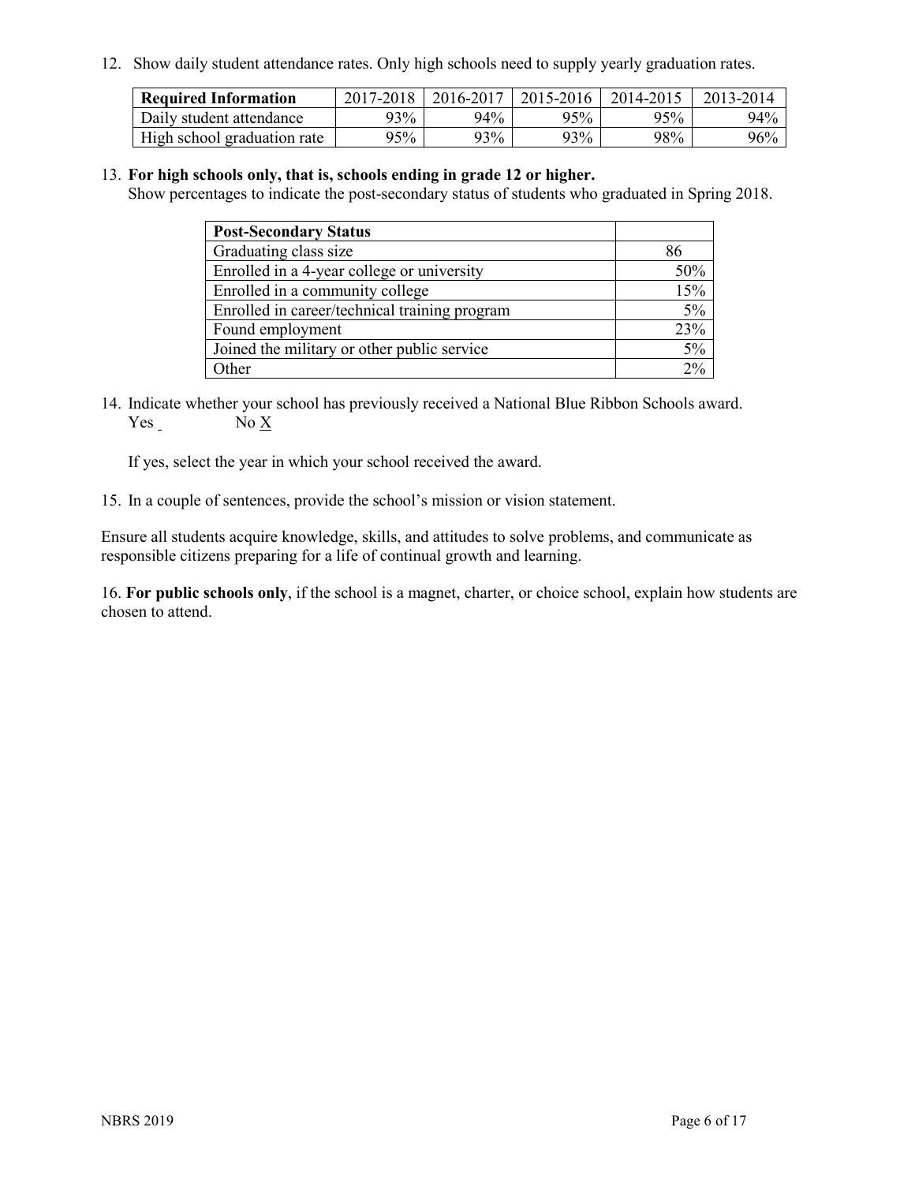12. Show daily student attendance rates. Only high schools need to supply yearly graduation rates.

| Required Information | 2017-2018 | 2016-2017 | 2015-2016 | 2014-2015 | 2013-2014 |
|---|---|---|---|---|---|
| Daily student attendance | 93% | 94% | 95% | 95% | 94% |
| High school graduation rate | 95% | 93% | 93% | 98% | 96% |

13. **For high schools only, that is, schools ending in grade 12 or higher.**
Show percentages to indicate the post-secondary status of students who graduated in Spring 2018.

| Post-Secondary Status | |
|---|---|
| Graduating class size | 86 |
| Enrolled in a 4-year college or university | 50% |
| Enrolled in a community college | 15% |
| Enrolled in career/technical training program | 5% |
| Found employment | 23% |
| Joined the military or other public service | 5% |
| Other | 2% |

14. Indicate whether your school has previously received a National Blue Ribbon Schools award.
Yes _ No X

If yes, select the year in which your school received the award.

15. In a couple of sentences, provide the school's mission or vision statement.

Ensure all students acquire knowledge, skills, and attitudes to solve problems, and communicate as responsible citizens preparing for a life of continual growth and learning.

16. **For public schools only**, if the school is a magnet, charter, or choice school, explain how students are chosen to attend.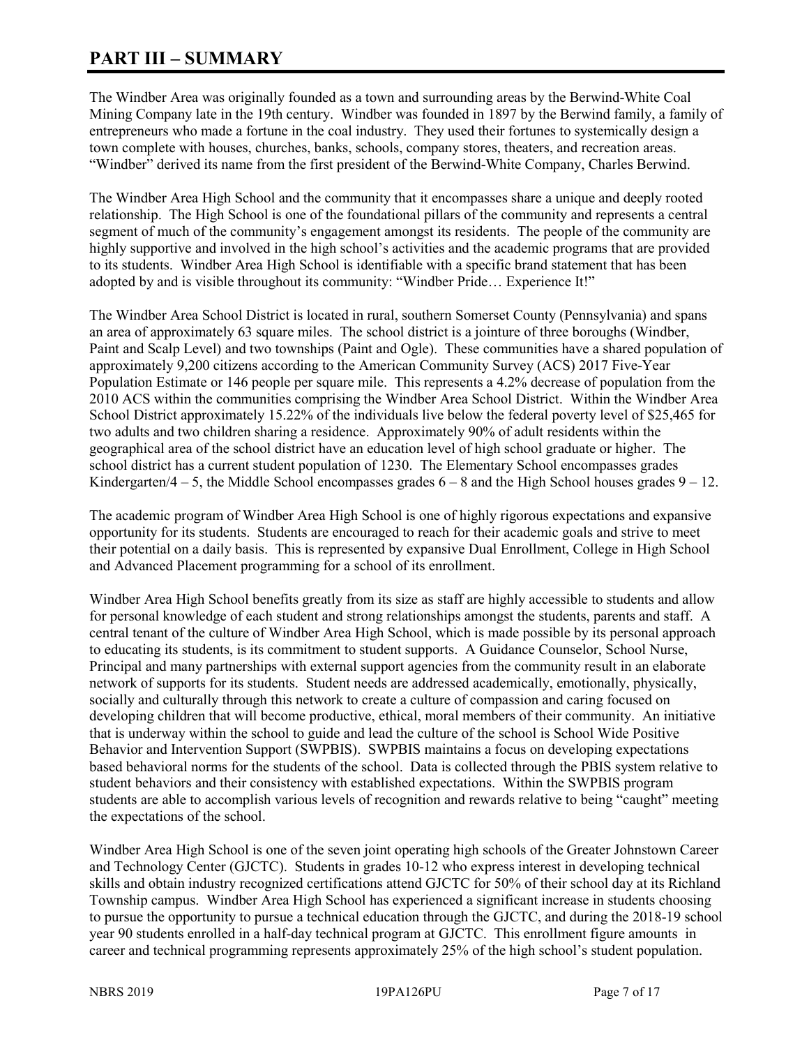# PART III – SUMMARY

The Windber Area was originally founded as a town and surrounding areas by the Berwind-White Coal Mining Company late in the 19th century. Windber was founded in 1897 by the Berwind family, a family of entrepreneurs who made a fortune in the coal industry. They used their fortunes to systemically design a town complete with houses, churches, banks, schools, company stores, theaters, and recreation areas. "Windber" derived its name from the first president of the Berwind-White Company, Charles Berwind.

The Windber Area High School and the community that it encompasses share a unique and deeply rooted relationship. The High School is one of the foundational pillars of the community and represents a central segment of much of the community's engagement amongst its residents. The people of the community are highly supportive and involved in the high school's activities and the academic programs that are provided to its students. Windber Area High School is identifiable with a specific brand statement that has been adopted by and is visible throughout its community: "Windber Pride… Experience It!"

The Windber Area School District is located in rural, southern Somerset County (Pennsylvania) and spans an area of approximately 63 square miles. The school district is a jointure of three boroughs (Windber, Paint and Scalp Level) and two townships (Paint and Ogle). These communities have a shared population of approximately 9,200 citizens according to the American Community Survey (ACS) 2017 Five-Year Population Estimate or 146 people per square mile. This represents a 4.2% decrease of population from the 2010 ACS within the communities comprising the Windber Area School District. Within the Windber Area School District approximately 15.22% of the individuals live below the federal poverty level of $25,465 for two adults and two children sharing a residence. Approximately 90% of adult residents within the geographical area of the school district have an education level of high school graduate or higher. The school district has a current student population of 1230. The Elementary School encompasses grades Kindergarten/4 – 5, the Middle School encompasses grades 6 – 8 and the High School houses grades 9 – 12.

The academic program of Windber Area High School is one of highly rigorous expectations and expansive opportunity for its students. Students are encouraged to reach for their academic goals and strive to meet their potential on a daily basis. This is represented by expansive Dual Enrollment, College in High School and Advanced Placement programming for a school of its enrollment.

Windber Area High School benefits greatly from its size as staff are highly accessible to students and allow for personal knowledge of each student and strong relationships amongst the students, parents and staff. A central tenant of the culture of Windber Area High School, which is made possible by its personal approach to educating its students, is its commitment to student supports. A Guidance Counselor, School Nurse, Principal and many partnerships with external support agencies from the community result in an elaborate network of supports for its students. Student needs are addressed academically, emotionally, physically, socially and culturally through this network to create a culture of compassion and caring focused on developing children that will become productive, ethical, moral members of their community. An initiative that is underway within the school to guide and lead the culture of the school is School Wide Positive Behavior and Intervention Support (SWPBIS). SWPBIS maintains a focus on developing expectations based behavioral norms for the students of the school. Data is collected through the PBIS system relative to student behaviors and their consistency with established expectations. Within the SWPBIS program students are able to accomplish various levels of recognition and rewards relative to being "caught" meeting the expectations of the school.

Windber Area High School is one of the seven joint operating high schools of the Greater Johnstown Career and Technology Center (GJCTC). Students in grades 10-12 who express interest in developing technical skills and obtain industry recognized certifications attend GJCTC for 50% of their school day at its Richland Township campus. Windber Area High School has experienced a significant increase in students choosing to pursue the opportunity to pursue a technical education through the GJCTC, and during the 2018-19 school year 90 students enrolled in a half-day technical program at GJCTC. This enrollment figure amounts in career and technical programming represents approximately 25% of the high school's student population.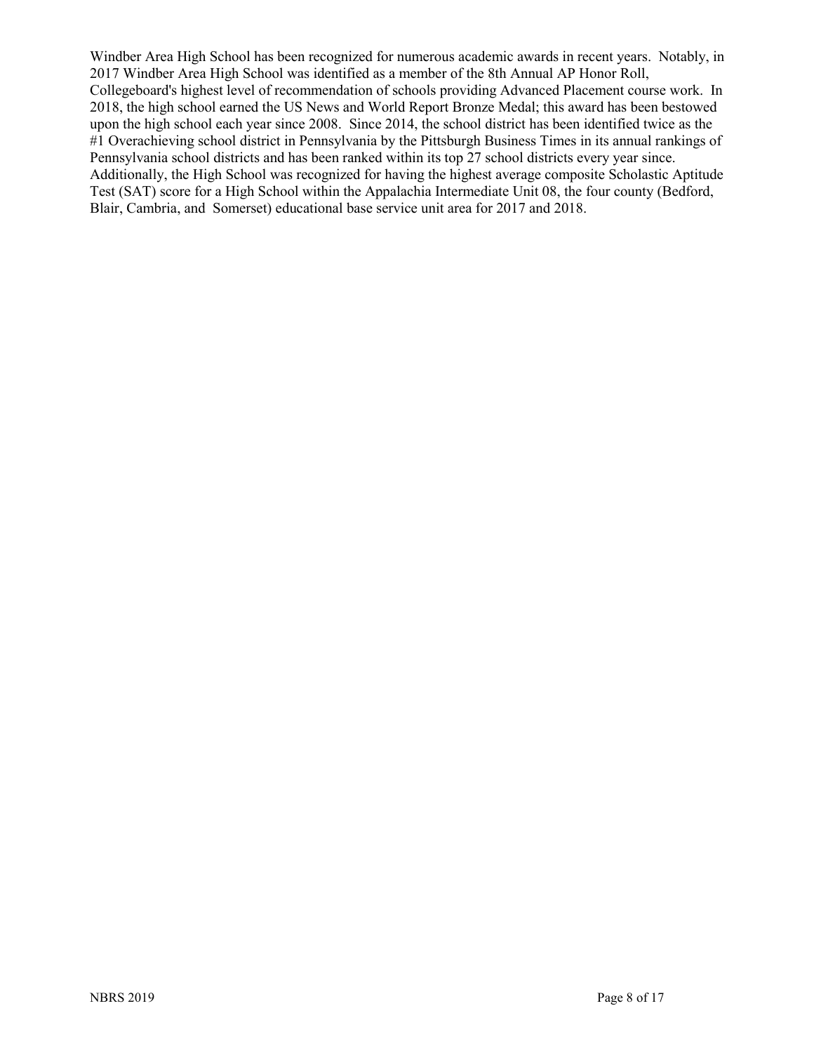Windber Area High School has been recognized for numerous academic awards in recent years. Notably, in 2017 Windber Area High School was identified as a member of the 8th Annual AP Honor Roll, Collegeboard's highest level of recommendation of schools providing Advanced Placement course work. In 2018, the high school earned the US News and World Report Bronze Medal; this award has been bestowed upon the high school each year since 2008. Since 2014, the school district has been identified twice as the #1 Overachieving school district in Pennsylvania by the Pittsburgh Business Times in its annual rankings of Pennsylvania school districts and has been ranked within its top 27 school districts every year since. Additionally, the High School was recognized for having the highest average composite Scholastic Aptitude Test (SAT) score for a High School within the Appalachia Intermediate Unit 08, the four county (Bedford, Blair, Cambria, and Somerset) educational base service unit area for 2017 and 2018.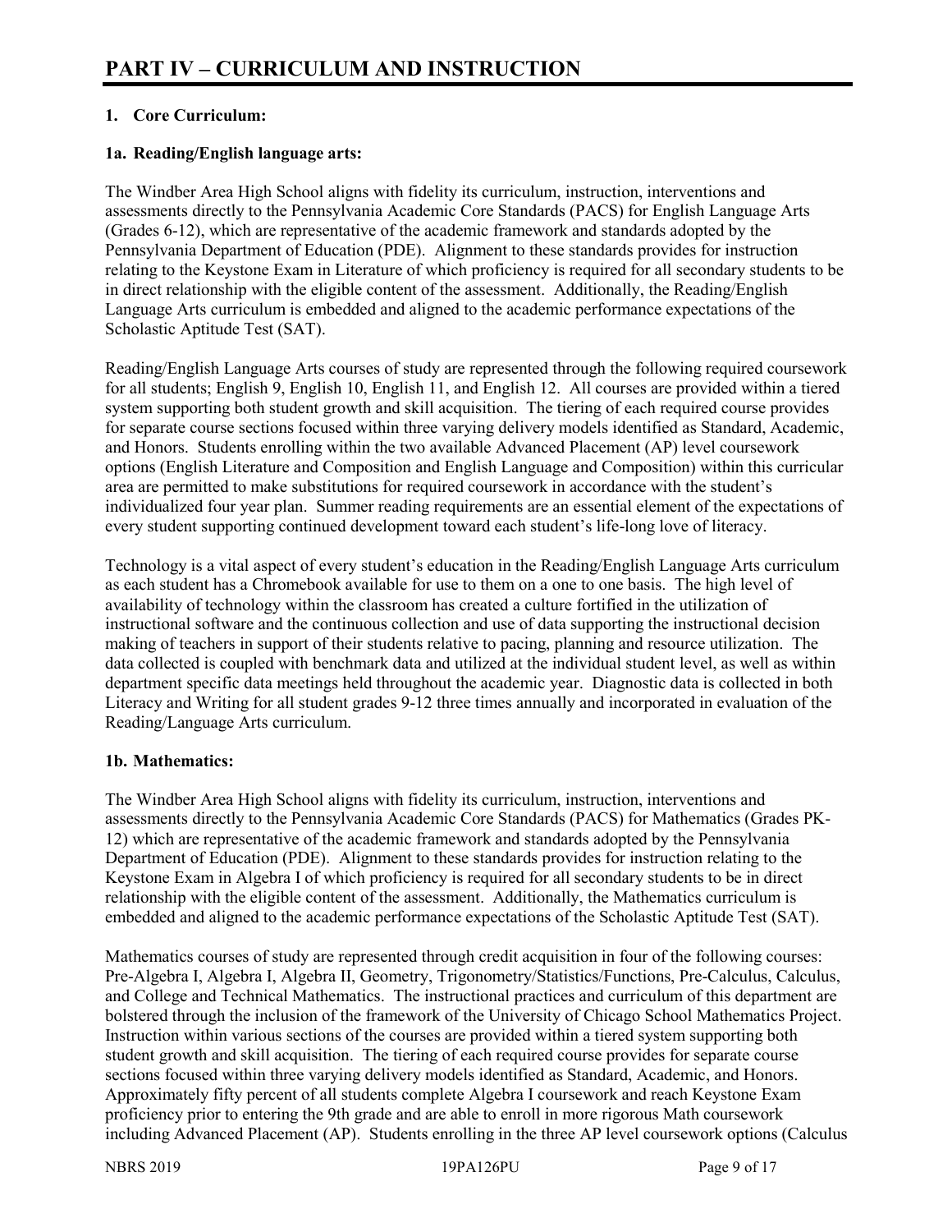# PART IV – CURRICULUM AND INSTRUCTION

## 1. Core Curriculum:

### 1a. Reading/English language arts:

The Windber Area High School aligns with fidelity its curriculum, instruction, interventions and assessments directly to the Pennsylvania Academic Core Standards (PACS) for English Language Arts (Grades 6-12), which are representative of the academic framework and standards adopted by the Pennsylvania Department of Education (PDE). Alignment to these standards provides for instruction relating to the Keystone Exam in Literature of which proficiency is required for all secondary students to be in direct relationship with the eligible content of the assessment. Additionally, the Reading/English Language Arts curriculum is embedded and aligned to the academic performance expectations of the Scholastic Aptitude Test (SAT).

Reading/English Language Arts courses of study are represented through the following required coursework for all students; English 9, English 10, English 11, and English 12. All courses are provided within a tiered system supporting both student growth and skill acquisition. The tiering of each required course provides for separate course sections focused within three varying delivery models identified as Standard, Academic, and Honors. Students enrolling within the two available Advanced Placement (AP) level coursework options (English Literature and Composition and English Language and Composition) within this curricular area are permitted to make substitutions for required coursework in accordance with the student's individualized four year plan. Summer reading requirements are an essential element of the expectations of every student supporting continued development toward each student's life-long love of literacy.

Technology is a vital aspect of every student's education in the Reading/English Language Arts curriculum as each student has a Chromebook available for use to them on a one to one basis. The high level of availability of technology within the classroom has created a culture fortified in the utilization of instructional software and the continuous collection and use of data supporting the instructional decision making of teachers in support of their students relative to pacing, planning and resource utilization. The data collected is coupled with benchmark data and utilized at the individual student level, as well as within department specific data meetings held throughout the academic year. Diagnostic data is collected in both Literacy and Writing for all student grades 9-12 three times annually and incorporated in evaluation of the Reading/Language Arts curriculum.

### 1b. Mathematics:

The Windber Area High School aligns with fidelity its curriculum, instruction, interventions and assessments directly to the Pennsylvania Academic Core Standards (PACS) for Mathematics (Grades PK-12) which are representative of the academic framework and standards adopted by the Pennsylvania Department of Education (PDE). Alignment to these standards provides for instruction relating to the Keystone Exam in Algebra I of which proficiency is required for all secondary students to be in direct relationship with the eligible content of the assessment. Additionally, the Mathematics curriculum is embedded and aligned to the academic performance expectations of the Scholastic Aptitude Test (SAT).

Mathematics courses of study are represented through credit acquisition in four of the following courses: Pre-Algebra I, Algebra I, Algebra II, Geometry, Trigonometry/Statistics/Functions, Pre-Calculus, Calculus, and College and Technical Mathematics. The instructional practices and curriculum of this department are bolstered through the inclusion of the framework of the University of Chicago School Mathematics Project. Instruction within various sections of the courses are provided within a tiered system supporting both student growth and skill acquisition. The tiering of each required course provides for separate course sections focused within three varying delivery models identified as Standard, Academic, and Honors. Approximately fifty percent of all students complete Algebra I coursework and reach Keystone Exam proficiency prior to entering the 9th grade and are able to enroll in more rigorous Math coursework including Advanced Placement (AP). Students enrolling in the three AP level coursework options (Calculus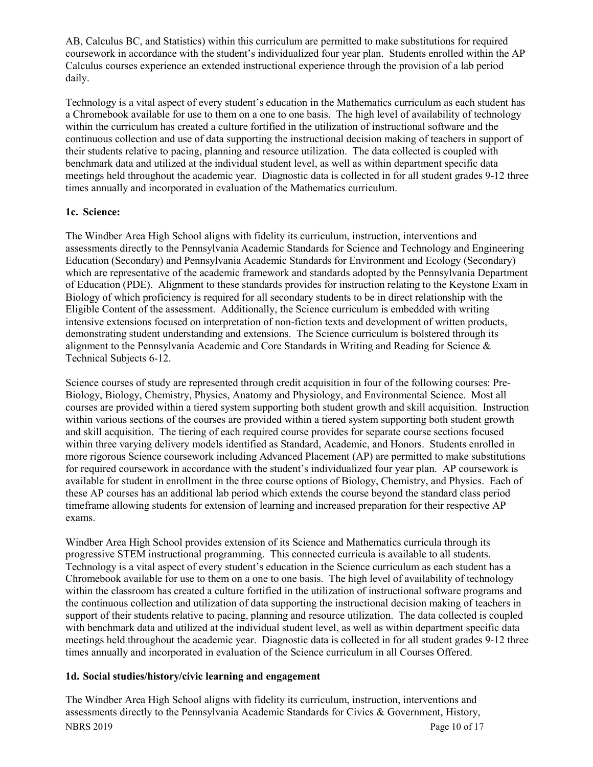AB, Calculus BC, and Statistics) within this curriculum are permitted to make substitutions for required coursework in accordance with the student's individualized four year plan. Students enrolled within the AP Calculus courses experience an extended instructional experience through the provision of a lab period daily.

Technology is a vital aspect of every student's education in the Mathematics curriculum as each student has a Chromebook available for use to them on a one to one basis. The high level of availability of technology within the curriculum has created a culture fortified in the utilization of instructional software and the continuous collection and use of data supporting the instructional decision making of teachers in support of their students relative to pacing, planning and resource utilization. The data collected is coupled with benchmark data and utilized at the individual student level, as well as within department specific data meetings held throughout the academic year. Diagnostic data is collected in for all student grades 9-12 three times annually and incorporated in evaluation of the Mathematics curriculum.

**1c. Science:**

The Windber Area High School aligns with fidelity its curriculum, instruction, interventions and assessments directly to the Pennsylvania Academic Standards for Science and Technology and Engineering Education (Secondary) and Pennsylvania Academic Standards for Environment and Ecology (Secondary) which are representative of the academic framework and standards adopted by the Pennsylvania Department of Education (PDE). Alignment to these standards provides for instruction relating to the Keystone Exam in Biology of which proficiency is required for all secondary students to be in direct relationship with the Eligible Content of the assessment. Additionally, the Science curriculum is embedded with writing intensive extensions focused on interpretation of non-fiction texts and development of written products, demonstrating student understanding and extensions. The Science curriculum is bolstered through its alignment to the Pennsylvania Academic and Core Standards in Writing and Reading for Science & Technical Subjects 6-12.

Science courses of study are represented through credit acquisition in four of the following courses: Pre-Biology, Biology, Chemistry, Physics, Anatomy and Physiology, and Environmental Science. Most all courses are provided within a tiered system supporting both student growth and skill acquisition. Instruction within various sections of the courses are provided within a tiered system supporting both student growth and skill acquisition. The tiering of each required course provides for separate course sections focused within three varying delivery models identified as Standard, Academic, and Honors. Students enrolled in more rigorous Science coursework including Advanced Placement (AP) are permitted to make substitutions for required coursework in accordance with the student's individualized four year plan. AP coursework is available for student in enrollment in the three course options of Biology, Chemistry, and Physics. Each of these AP courses has an additional lab period which extends the course beyond the standard class period timeframe allowing students for extension of learning and increased preparation for their respective AP exams.

Windber Area High School provides extension of its Science and Mathematics curricula through its progressive STEM instructional programming. This connected curricula is available to all students. Technology is a vital aspect of every student's education in the Science curriculum as each student has a Chromebook available for use to them on a one to one basis. The high level of availability of technology within the classroom has created a culture fortified in the utilization of instructional software programs and the continuous collection and utilization of data supporting the instructional decision making of teachers in support of their students relative to pacing, planning and resource utilization. The data collected is coupled with benchmark data and utilized at the individual student level, as well as within department specific data meetings held throughout the academic year. Diagnostic data is collected in for all student grades 9-12 three times annually and incorporated in evaluation of the Science curriculum in all Courses Offered.

**1d. Social studies/history/civic learning and engagement**

The Windber Area High School aligns with fidelity its curriculum, instruction, interventions and assessments directly to the Pennsylvania Academic Standards for Civics & Government, History,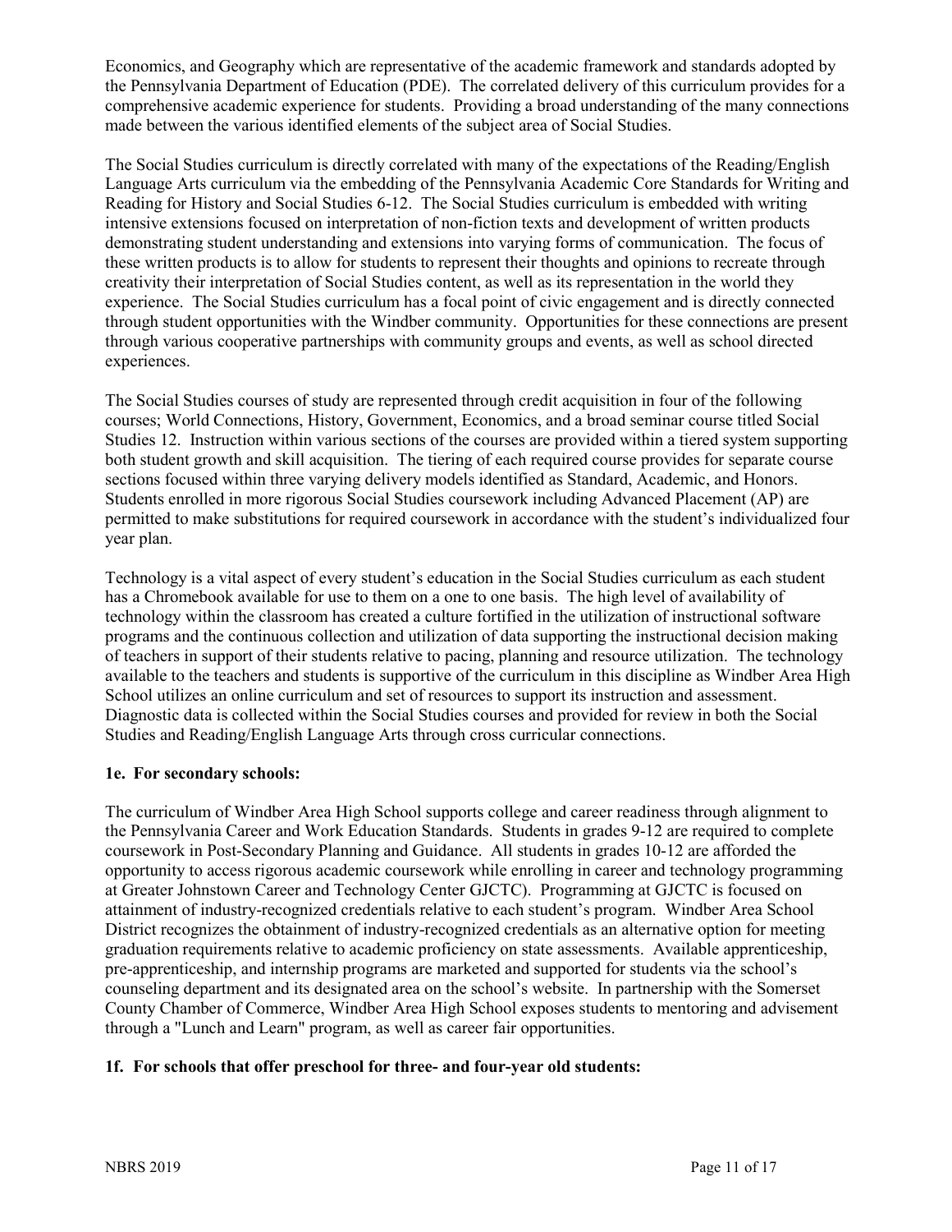Economics, and Geography which are representative of the academic framework and standards adopted by the Pennsylvania Department of Education (PDE). The correlated delivery of this curriculum provides for a comprehensive academic experience for students. Providing a broad understanding of the many connections made between the various identified elements of the subject area of Social Studies.

The Social Studies curriculum is directly correlated with many of the expectations of the Reading/English Language Arts curriculum via the embedding of the Pennsylvania Academic Core Standards for Writing and Reading for History and Social Studies 6-12. The Social Studies curriculum is embedded with writing intensive extensions focused on interpretation of non-fiction texts and development of written products demonstrating student understanding and extensions into varying forms of communication. The focus of these written products is to allow for students to represent their thoughts and opinions to recreate through creativity their interpretation of Social Studies content, as well as its representation in the world they experience. The Social Studies curriculum has a focal point of civic engagement and is directly connected through student opportunities with the Windber community. Opportunities for these connections are present through various cooperative partnerships with community groups and events, as well as school directed experiences.

The Social Studies courses of study are represented through credit acquisition in four of the following courses; World Connections, History, Government, Economics, and a broad seminar course titled Social Studies 12. Instruction within various sections of the courses are provided within a tiered system supporting both student growth and skill acquisition. The tiering of each required course provides for separate course sections focused within three varying delivery models identified as Standard, Academic, and Honors. Students enrolled in more rigorous Social Studies coursework including Advanced Placement (AP) are permitted to make substitutions for required coursework in accordance with the student's individualized four year plan.

Technology is a vital aspect of every student's education in the Social Studies curriculum as each student has a Chromebook available for use to them on a one to one basis. The high level of availability of technology within the classroom has created a culture fortified in the utilization of instructional software programs and the continuous collection and utilization of data supporting the instructional decision making of teachers in support of their students relative to pacing, planning and resource utilization. The technology available to the teachers and students is supportive of the curriculum in this discipline as Windber Area High School utilizes an online curriculum and set of resources to support its instruction and assessment. Diagnostic data is collected within the Social Studies courses and provided for review in both the Social Studies and Reading/English Language Arts through cross curricular connections.

**1e. For secondary schools:**

The curriculum of Windber Area High School supports college and career readiness through alignment to the Pennsylvania Career and Work Education Standards. Students in grades 9-12 are required to complete coursework in Post-Secondary Planning and Guidance. All students in grades 10-12 are afforded the opportunity to access rigorous academic coursework while enrolling in career and technology programming at Greater Johnstown Career and Technology Center GJCTC). Programming at GJCTC is focused on attainment of industry-recognized credentials relative to each student's program. Windber Area School District recognizes the obtainment of industry-recognized credentials as an alternative option for meeting graduation requirements relative to academic proficiency on state assessments. Available apprenticeship, pre-apprenticeship, and internship programs are marketed and supported for students via the school's counseling department and its designated area on the school's website. In partnership with the Somerset County Chamber of Commerce, Windber Area High School exposes students to mentoring and advisement through a "Lunch and Learn" program, as well as career fair opportunities.

**1f. For schools that offer preschool for three- and four-year old students:**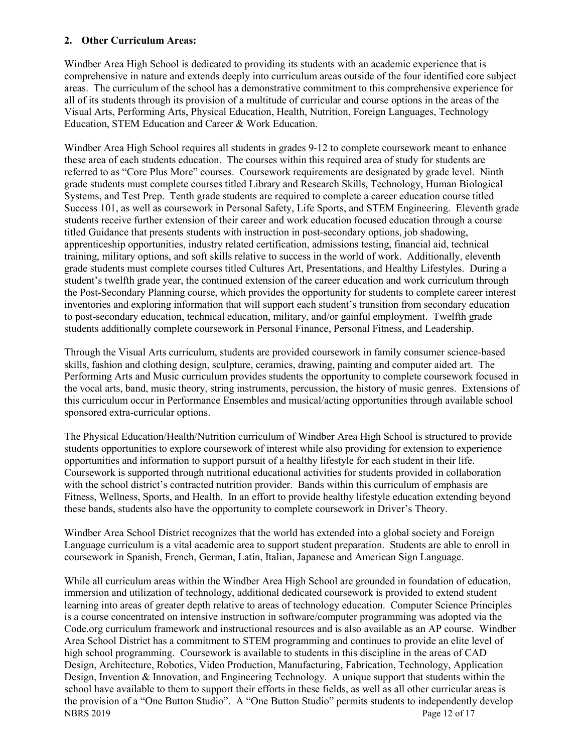**2. Other Curriculum Areas:**

Windber Area High School is dedicated to providing its students with an academic experience that is comprehensive in nature and extends deeply into curriculum areas outside of the four identified core subject areas. The curriculum of the school has a demonstrative commitment to this comprehensive experience for all of its students through its provision of a multitude of curricular and course options in the areas of the Visual Arts, Performing Arts, Physical Education, Health, Nutrition, Foreign Languages, Technology Education, STEM Education and Career & Work Education.

Windber Area High School requires all students in grades 9-12 to complete coursework meant to enhance these area of each students education. The courses within this required area of study for students are referred to as "Core Plus More" courses. Coursework requirements are designated by grade level. Ninth grade students must complete courses titled Library and Research Skills, Technology, Human Biological Systems, and Test Prep. Tenth grade students are required to complete a career education course titled Success 101, as well as coursework in Personal Safety, Life Sports, and STEM Engineering. Eleventh grade students receive further extension of their career and work education focused education through a course titled Guidance that presents students with instruction in post-secondary options, job shadowing, apprenticeship opportunities, industry related certification, admissions testing, financial aid, technical training, military options, and soft skills relative to success in the world of work. Additionally, eleventh grade students must complete courses titled Cultures Art, Presentations, and Healthy Lifestyles. During a student's twelfth grade year, the continued extension of the career education and work curriculum through the Post-Secondary Planning course, which provides the opportunity for students to complete career interest inventories and exploring information that will support each student's transition from secondary education to post-secondary education, technical education, military, and/or gainful employment. Twelfth grade students additionally complete coursework in Personal Finance, Personal Fitness, and Leadership.

Through the Visual Arts curriculum, students are provided coursework in family consumer science-based skills, fashion and clothing design, sculpture, ceramics, drawing, painting and computer aided art. The Performing Arts and Music curriculum provides students the opportunity to complete coursework focused in the vocal arts, band, music theory, string instruments, percussion, the history of music genres. Extensions of this curriculum occur in Performance Ensembles and musical/acting opportunities through available school sponsored extra-curricular options.

The Physical Education/Health/Nutrition curriculum of Windber Area High School is structured to provide students opportunities to explore coursework of interest while also providing for extension to experience opportunities and information to support pursuit of a healthy lifestyle for each student in their life. Coursework is supported through nutritional educational activities for students provided in collaboration with the school district's contracted nutrition provider. Bands within this curriculum of emphasis are Fitness, Wellness, Sports, and Health. In an effort to provide healthy lifestyle education extending beyond these bands, students also have the opportunity to complete coursework in Driver's Theory.

Windber Area School District recognizes that the world has extended into a global society and Foreign Language curriculum is a vital academic area to support student preparation. Students are able to enroll in coursework in Spanish, French, German, Latin, Italian, Japanese and American Sign Language.

While all curriculum areas within the Windber Area High School are grounded in foundation of education, immersion and utilization of technology, additional dedicated coursework is provided to extend student learning into areas of greater depth relative to areas of technology education. Computer Science Principles is a course concentrated on intensive instruction in software/computer programming was adopted via the Code.org curriculum framework and instructional resources and is also available as an AP course. Windber Area School District has a commitment to STEM programming and continues to provide an elite level of high school programming. Coursework is available to students in this discipline in the areas of CAD Design, Architecture, Robotics, Video Production, Manufacturing, Fabrication, Technology, Application Design, Invention & Innovation, and Engineering Technology. A unique support that students within the school have available to them to support their efforts in these fields, as well as all other curricular areas is the provision of a "One Button Studio". A "One Button Studio" permits students to independently develop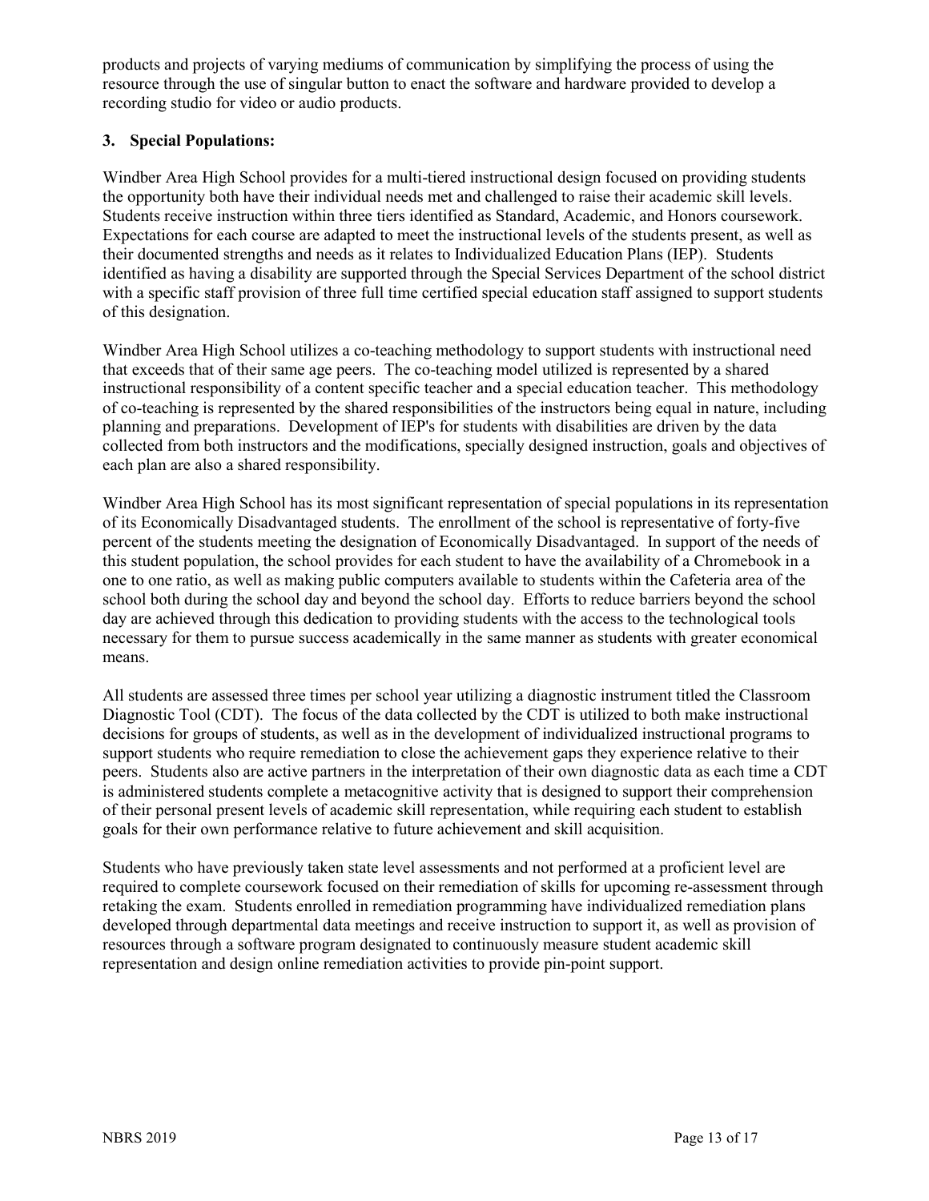products and projects of varying mediums of communication by simplifying the process of using the resource through the use of singular button to enact the software and hardware provided to develop a recording studio for video or audio products.

### 3. Special Populations:

Windber Area High School provides for a multi-tiered instructional design focused on providing students the opportunity both have their individual needs met and challenged to raise their academic skill levels. Students receive instruction within three tiers identified as Standard, Academic, and Honors coursework. Expectations for each course are adapted to meet the instructional levels of the students present, as well as their documented strengths and needs as it relates to Individualized Education Plans (IEP). Students identified as having a disability are supported through the Special Services Department of the school district with a specific staff provision of three full time certified special education staff assigned to support students of this designation.

Windber Area High School utilizes a co-teaching methodology to support students with instructional need that exceeds that of their same age peers. The co-teaching model utilized is represented by a shared instructional responsibility of a content specific teacher and a special education teacher. This methodology of co-teaching is represented by the shared responsibilities of the instructors being equal in nature, including planning and preparations. Development of IEP's for students with disabilities are driven by the data collected from both instructors and the modifications, specially designed instruction, goals and objectives of each plan are also a shared responsibility.

Windber Area High School has its most significant representation of special populations in its representation of its Economically Disadvantaged students. The enrollment of the school is representative of forty-five percent of the students meeting the designation of Economically Disadvantaged. In support of the needs of this student population, the school provides for each student to have the availability of a Chromebook in a one to one ratio, as well as making public computers available to students within the Cafeteria area of the school both during the school day and beyond the school day. Efforts to reduce barriers beyond the school day are achieved through this dedication to providing students with the access to the technological tools necessary for them to pursue success academically in the same manner as students with greater economical means.

All students are assessed three times per school year utilizing a diagnostic instrument titled the Classroom Diagnostic Tool (CDT). The focus of the data collected by the CDT is utilized to both make instructional decisions for groups of students, as well as in the development of individualized instructional programs to support students who require remediation to close the achievement gaps they experience relative to their peers. Students also are active partners in the interpretation of their own diagnostic data as each time a CDT is administered students complete a metacognitive activity that is designed to support their comprehension of their personal present levels of academic skill representation, while requiring each student to establish goals for their own performance relative to future achievement and skill acquisition.

Students who have previously taken state level assessments and not performed at a proficient level are required to complete coursework focused on their remediation of skills for upcoming re-assessment through retaking the exam. Students enrolled in remediation programming have individualized remediation plans developed through departmental data meetings and receive instruction to support it, as well as provision of resources through a software program designated to continuously measure student academic skill representation and design online remediation activities to provide pin-point support.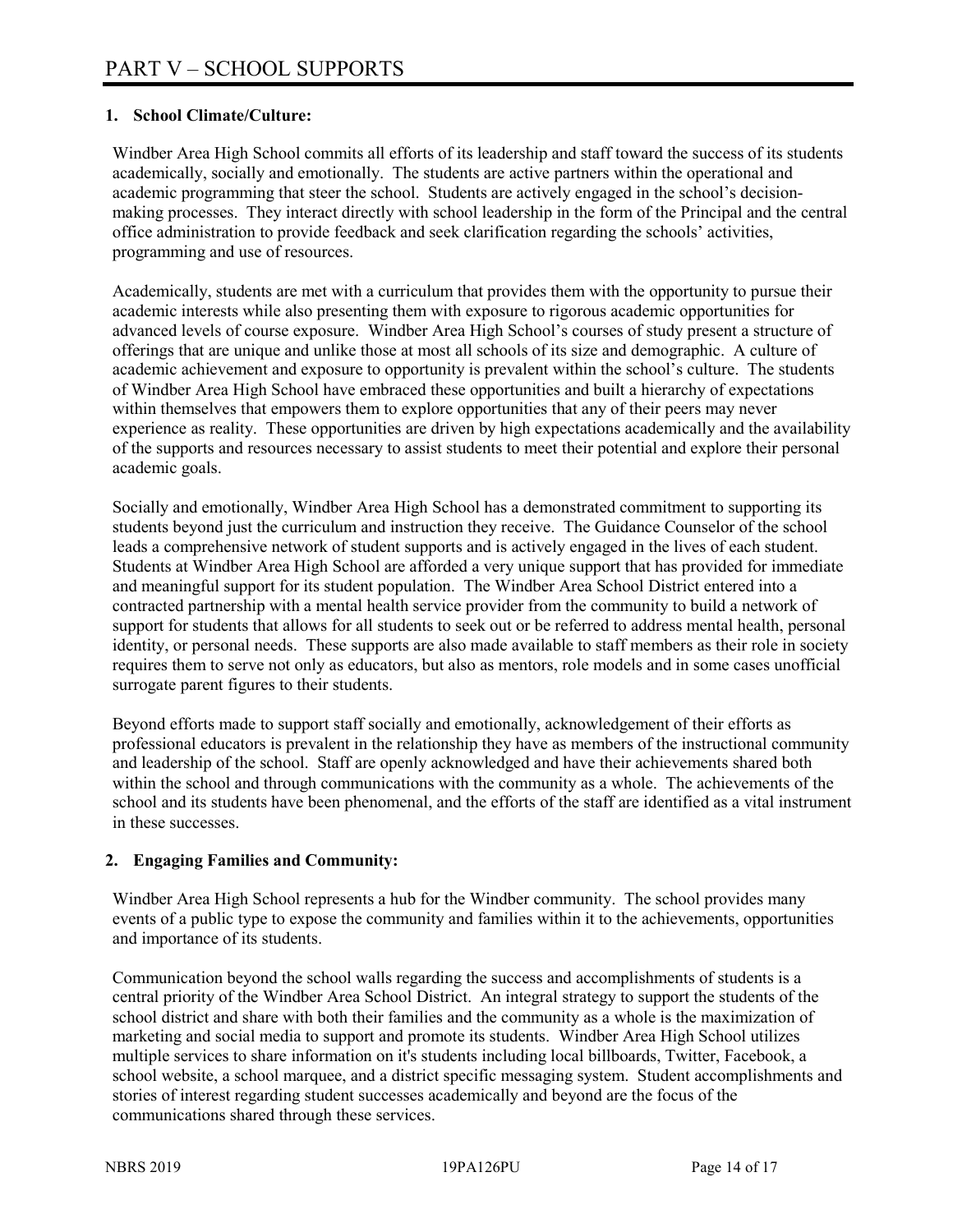# PART V – SCHOOL SUPPORTS

## 1. School Climate/Culture:

Windber Area High School commits all efforts of its leadership and staff toward the success of its students academically, socially and emotionally. The students are active partners within the operational and academic programming that steer the school. Students are actively engaged in the school's decision-making processes. They interact directly with school leadership in the form of the Principal and the central office administration to provide feedback and seek clarification regarding the schools' activities, programming and use of resources.

Academically, students are met with a curriculum that provides them with the opportunity to pursue their academic interests while also presenting them with exposure to rigorous academic opportunities for advanced levels of course exposure. Windber Area High School's courses of study present a structure of offerings that are unique and unlike those at most all schools of its size and demographic. A culture of academic achievement and exposure to opportunity is prevalent within the school's culture. The students of Windber Area High School have embraced these opportunities and built a hierarchy of expectations within themselves that empowers them to explore opportunities that any of their peers may never experience as reality. These opportunities are driven by high expectations academically and the availability of the supports and resources necessary to assist students to meet their potential and explore their personal academic goals.

Socially and emotionally, Windber Area High School has a demonstrated commitment to supporting its students beyond just the curriculum and instruction they receive. The Guidance Counselor of the school leads a comprehensive network of student supports and is actively engaged in the lives of each student. Students at Windber Area High School are afforded a very unique support that has provided for immediate and meaningful support for its student population. The Windber Area School District entered into a contracted partnership with a mental health service provider from the community to build a network of support for students that allows for all students to seek out or be referred to address mental health, personal identity, or personal needs. These supports are also made available to staff members as their role in society requires them to serve not only as educators, but also as mentors, role models and in some cases unofficial surrogate parent figures to their students.

Beyond efforts made to support staff socially and emotionally, acknowledgement of their efforts as professional educators is prevalent in the relationship they have as members of the instructional community and leadership of the school. Staff are openly acknowledged and have their achievements shared both within the school and through communications with the community as a whole. The achievements of the school and its students have been phenomenal, and the efforts of the staff are identified as a vital instrument in these successes.

## 2. Engaging Families and Community:

Windber Area High School represents a hub for the Windber community. The school provides many events of a public type to expose the community and families within it to the achievements, opportunities and importance of its students.

Communication beyond the school walls regarding the success and accomplishments of students is a central priority of the Windber Area School District. An integral strategy to support the students of the school district and share with both their families and the community as a whole is the maximization of marketing and social media to support and promote its students. Windber Area High School utilizes multiple services to share information on it's students including local billboards, Twitter, Facebook, a school website, a school marquee, and a district specific messaging system. Student accomplishments and stories of interest regarding student successes academically and beyond are the focus of the communications shared through these services.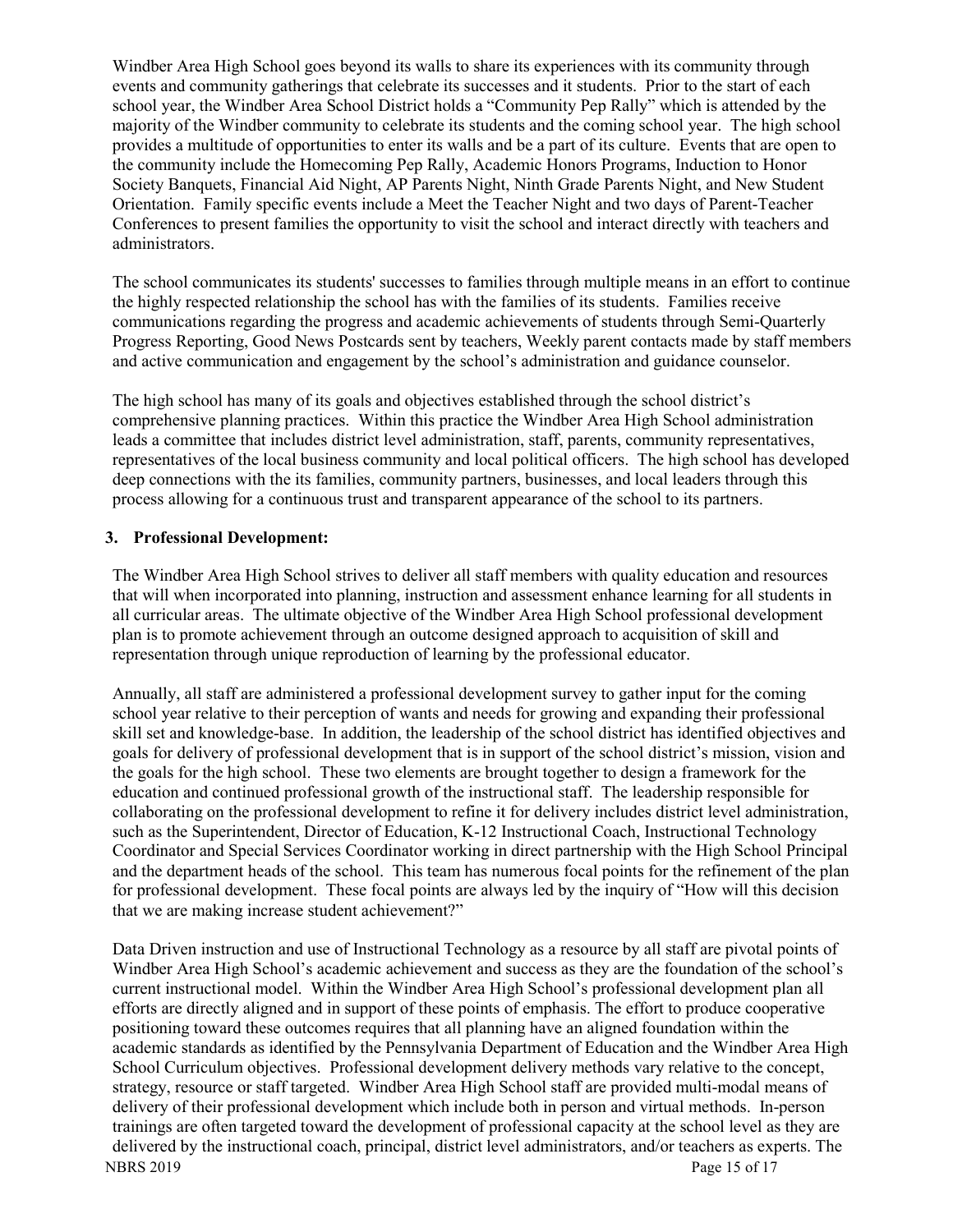Windber Area High School goes beyond its walls to share its experiences with its community through events and community gatherings that celebrate its successes and it students. Prior to the start of each school year, the Windber Area School District holds a "Community Pep Rally" which is attended by the majority of the Windber community to celebrate its students and the coming school year. The high school provides a multitude of opportunities to enter its walls and be a part of its culture. Events that are open to the community include the Homecoming Pep Rally, Academic Honors Programs, Induction to Honor Society Banquets, Financial Aid Night, AP Parents Night, Ninth Grade Parents Night, and New Student Orientation. Family specific events include a Meet the Teacher Night and two days of Parent-Teacher Conferences to present families the opportunity to visit the school and interact directly with teachers and administrators.

The school communicates its students' successes to families through multiple means in an effort to continue the highly respected relationship the school has with the families of its students. Families receive communications regarding the progress and academic achievements of students through Semi-Quarterly Progress Reporting, Good News Postcards sent by teachers, Weekly parent contacts made by staff members and active communication and engagement by the school's administration and guidance counselor.

The high school has many of its goals and objectives established through the school district's comprehensive planning practices. Within this practice the Windber Area High School administration leads a committee that includes district level administration, staff, parents, community representatives, representatives of the local business community and local political officers. The high school has developed deep connections with the its families, community partners, businesses, and local leaders through this process allowing for a continuous trust and transparent appearance of the school to its partners.

### 3. Professional Development:

The Windber Area High School strives to deliver all staff members with quality education and resources that will when incorporated into planning, instruction and assessment enhance learning for all students in all curricular areas. The ultimate objective of the Windber Area High School professional development plan is to promote achievement through an outcome designed approach to acquisition of skill and representation through unique reproduction of learning by the professional educator.

Annually, all staff are administered a professional development survey to gather input for the coming school year relative to their perception of wants and needs for growing and expanding their professional skill set and knowledge-base. In addition, the leadership of the school district has identified objectives and goals for delivery of professional development that is in support of the school district's mission, vision and the goals for the high school. These two elements are brought together to design a framework for the education and continued professional growth of the instructional staff. The leadership responsible for collaborating on the professional development to refine it for delivery includes district level administration, such as the Superintendent, Director of Education, K-12 Instructional Coach, Instructional Technology Coordinator and Special Services Coordinator working in direct partnership with the High School Principal and the department heads of the school. This team has numerous focal points for the refinement of the plan for professional development. These focal points are always led by the inquiry of "How will this decision that we are making increase student achievement?"

Data Driven instruction and use of Instructional Technology as a resource by all staff are pivotal points of Windber Area High School's academic achievement and success as they are the foundation of the school's current instructional model. Within the Windber Area High School's professional development plan all efforts are directly aligned and in support of these points of emphasis. The effort to produce cooperative positioning toward these outcomes requires that all planning have an aligned foundation within the academic standards as identified by the Pennsylvania Department of Education and the Windber Area High School Curriculum objectives. Professional development delivery methods vary relative to the concept, strategy, resource or staff targeted. Windber Area High School staff are provided multi-modal means of delivery of their professional development which include both in person and virtual methods. In-person trainings are often targeted toward the development of professional capacity at the school level as they are delivered by the instructional coach, principal, district level administrators, and/or teachers as experts. The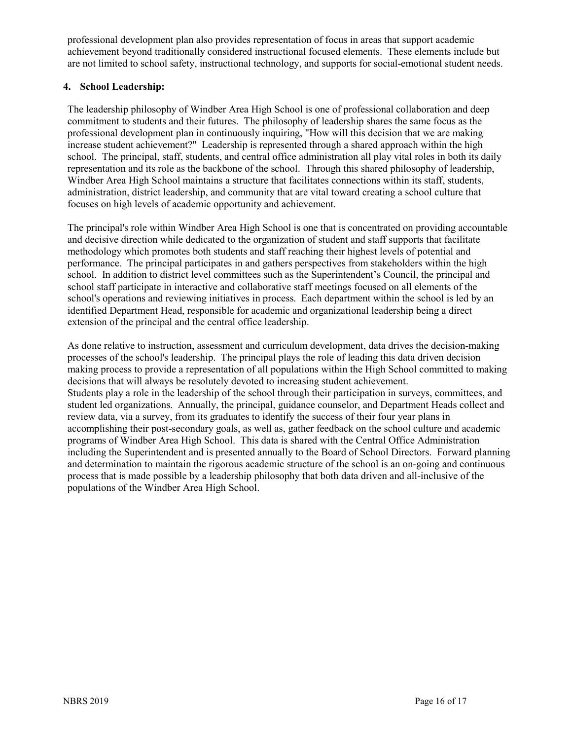professional development plan also provides representation of focus in areas that support academic achievement beyond traditionally considered instructional focused elements. These elements include but are not limited to school safety, instructional technology, and supports for social-emotional student needs.

**4. School Leadership:**

The leadership philosophy of Windber Area High School is one of professional collaboration and deep commitment to students and their futures. The philosophy of leadership shares the same focus as the professional development plan in continuously inquiring, "How will this decision that we are making increase student achievement?" Leadership is represented through a shared approach within the high school. The principal, staff, students, and central office administration all play vital roles in both its daily representation and its role as the backbone of the school. Through this shared philosophy of leadership, Windber Area High School maintains a structure that facilitates connections within its staff, students, administration, district leadership, and community that are vital toward creating a school culture that focuses on high levels of academic opportunity and achievement.

The principal's role within Windber Area High School is one that is concentrated on providing accountable and decisive direction while dedicated to the organization of student and staff supports that facilitate methodology which promotes both students and staff reaching their highest levels of potential and performance. The principal participates in and gathers perspectives from stakeholders within the high school. In addition to district level committees such as the Superintendent's Council, the principal and school staff participate in interactive and collaborative staff meetings focused on all elements of the school's operations and reviewing initiatives in process. Each department within the school is led by an identified Department Head, responsible for academic and organizational leadership being a direct extension of the principal and the central office leadership.

As done relative to instruction, assessment and curriculum development, data drives the decision-making processes of the school's leadership. The principal plays the role of leading this data driven decision making process to provide a representation of all populations within the High School committed to making decisions that will always be resolutely devoted to increasing student achievement.
Students play a role in the leadership of the school through their participation in surveys, committees, and student led organizations. Annually, the principal, guidance counselor, and Department Heads collect and review data, via a survey, from its graduates to identify the success of their four year plans in accomplishing their post-secondary goals, as well as, gather feedback on the school culture and academic programs of Windber Area High School. This data is shared with the Central Office Administration including the Superintendent and is presented annually to the Board of School Directors. Forward planning and determination to maintain the rigorous academic structure of the school is an on-going and continuous process that is made possible by a leadership philosophy that both data driven and all-inclusive of the populations of the Windber Area High School.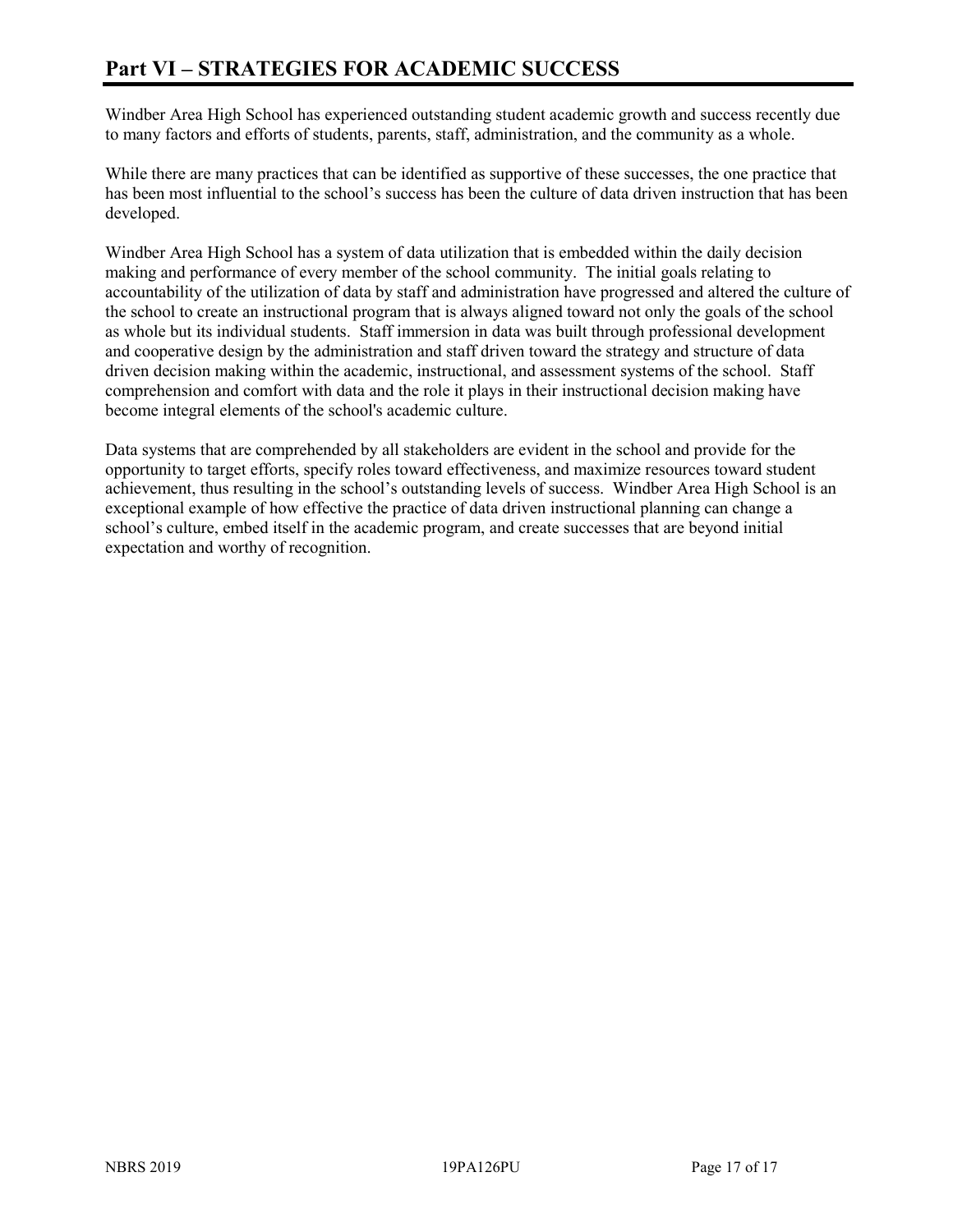# Part VI – STRATEGIES FOR ACADEMIC SUCCESS

Windber Area High School has experienced outstanding student academic growth and success recently due to many factors and efforts of students, parents, staff, administration, and the community as a whole.

While there are many practices that can be identified as supportive of these successes, the one practice that has been most influential to the school's success has been the culture of data driven instruction that has been developed.

Windber Area High School has a system of data utilization that is embedded within the daily decision making and performance of every member of the school community. The initial goals relating to accountability of the utilization of data by staff and administration have progressed and altered the culture of the school to create an instructional program that is always aligned toward not only the goals of the school as whole but its individual students. Staff immersion in data was built through professional development and cooperative design by the administration and staff driven toward the strategy and structure of data driven decision making within the academic, instructional, and assessment systems of the school. Staff comprehension and comfort with data and the role it plays in their instructional decision making have become integral elements of the school's academic culture.

Data systems that are comprehended by all stakeholders are evident in the school and provide for the opportunity to target efforts, specify roles toward effectiveness, and maximize resources toward student achievement, thus resulting in the school's outstanding levels of success. Windber Area High School is an exceptional example of how effective the practice of data driven instructional planning can change a school's culture, embed itself in the academic program, and create successes that are beyond initial expectation and worthy of recognition.